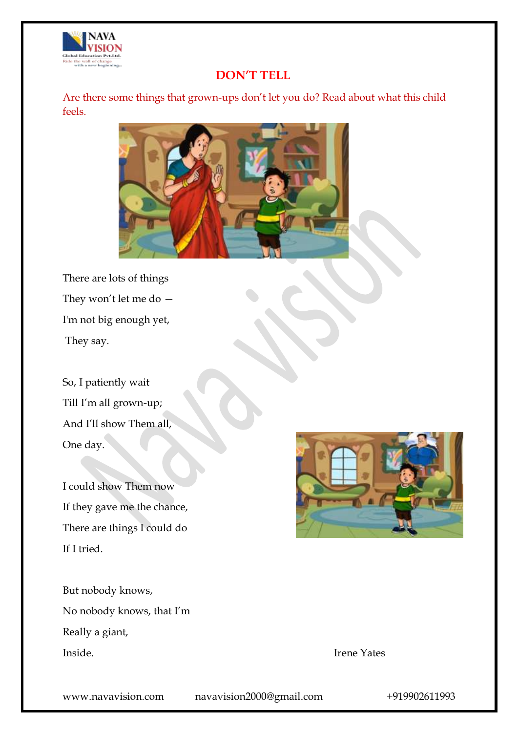# DON'T TELL

Are there some things that grown-ups don't let you do? Read about what this child feels.

There are lots of things
They won't let me do —
I'm not big enough yet,
They say.

So, I patiently wait
Till I'm all grown-up;
And I'll show Them all,
One day.

I could show Them now
If they gave me the chance,
There are things I could do
If I tried.

But nobody knows,
No nobody knows, that I'm
Really a giant,
Inside.

Irene Yates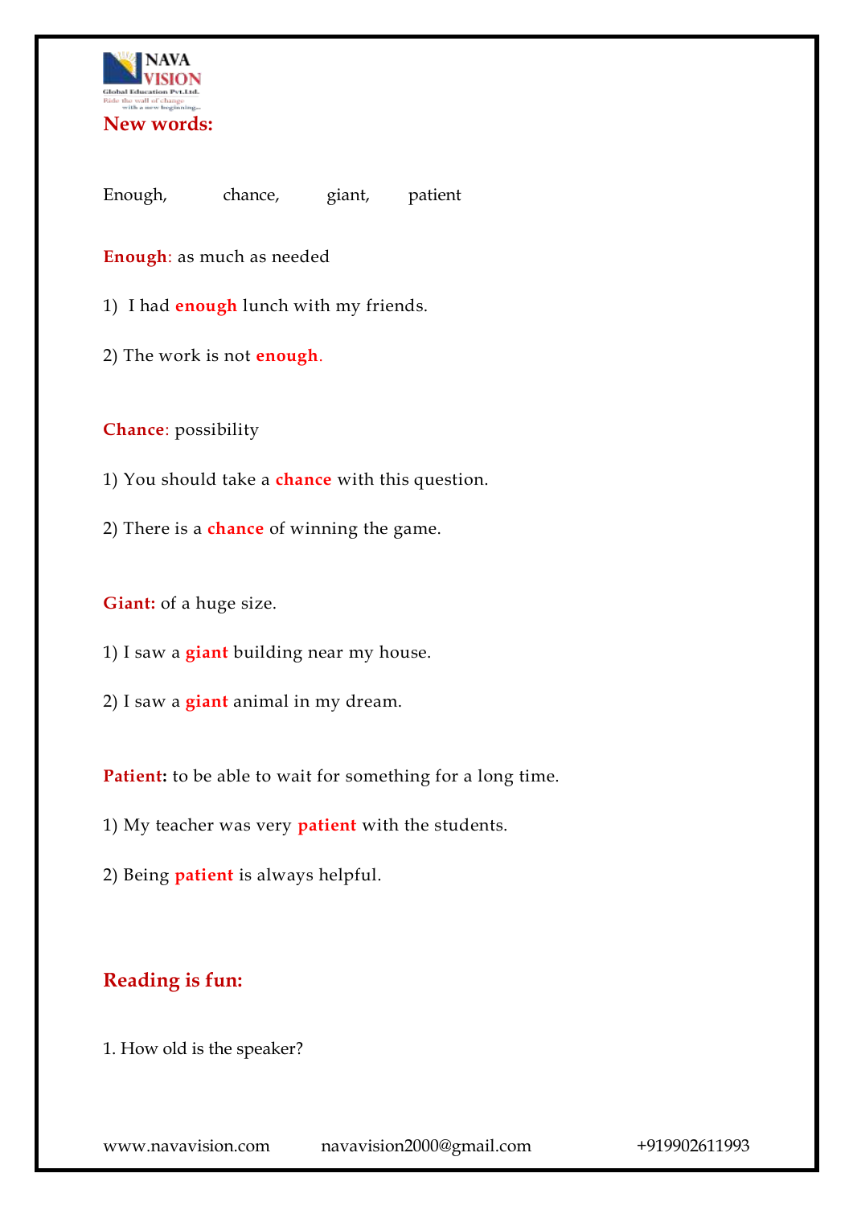## New words:

Enough, chance, giant, patient

**Enough**: as much as needed

1) I had **enough** lunch with my friends.

2) The work is not **enough**.

**Chance**: possibility

1) You should take a **chance** with this question.

2) There is a **chance** of winning the game.

**Giant:** of a huge size.

1) I saw a **giant** building near my house.

2) I saw a **giant** animal in my dream.

**Patient:** to be able to wait for something for a long time.

1) My teacher was very **patient** with the students.

2) Being **patient** is always helpful.

## Reading is fun:

1. How old is the speaker?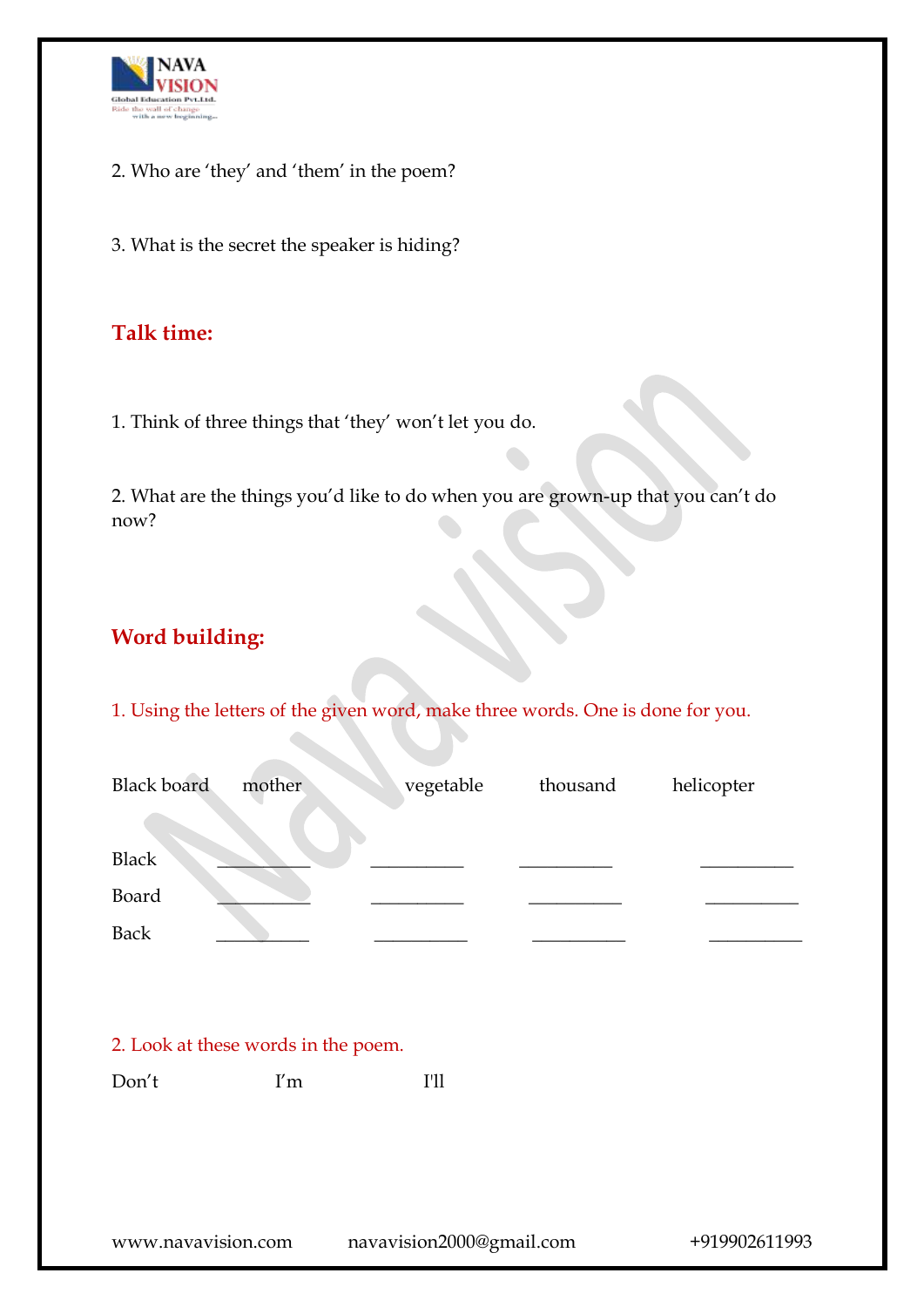2. Who are 'they' and 'them' in the poem?

3. What is the secret the speaker is hiding?

## Talk time:

1. Think of three things that 'they' won't let you do.

2. What are the things you'd like to do when you are grown-up that you can't do now?

## Word building:

1. Using the letters of the given word, make three words. One is done for you.

| Black board | mother | vegetable | thousand | helicopter |
|---|---|---|---|---|
| Black | __________ | __________ | __________ | __________ |
| Board | __________ | __________ | __________ | __________ |
| Back | __________ | __________ | __________ | __________ |

2. Look at these words in the poem.

Don't I'm I'll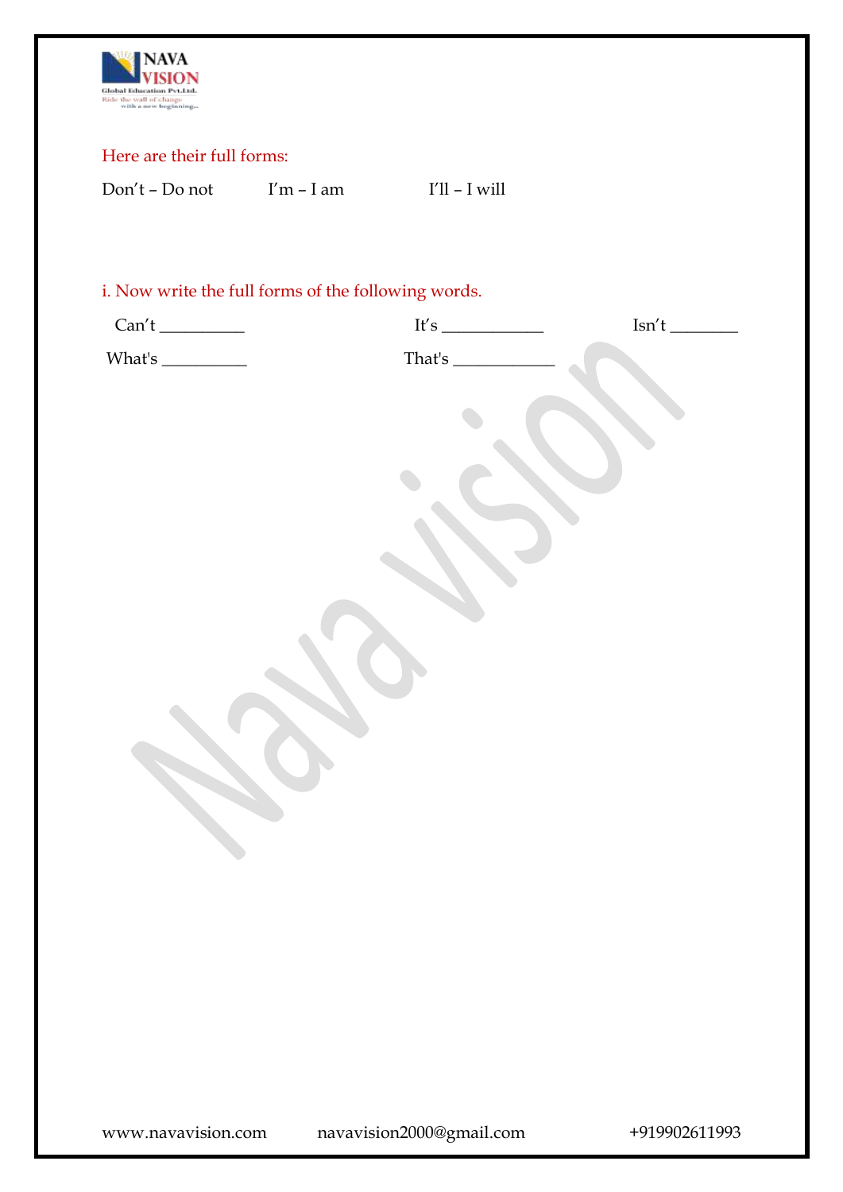Here are their full forms:

Don't – Do not        I'm – I am        I'll – I will

i. Now write the full forms of the following words.

Can't __________        It's ____________        Isn't ________

What's __________        That's ____________